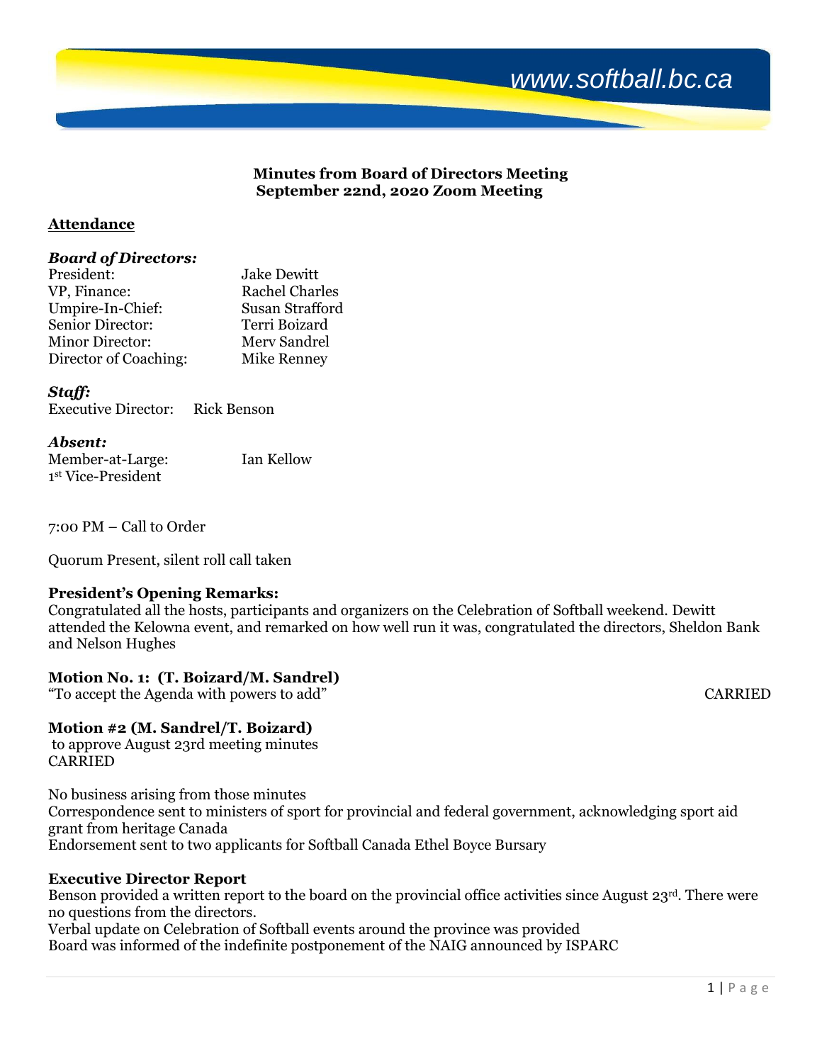www.softball.bc.ca

**Minutes from Board of Directors Meeting**
**September 22nd, 2020 Zoom Meeting**

**Attendance**

***Board of Directors:***

President: Jake Dewitt
VP, Finance: Rachel Charles
Umpire-In-Chief: Susan Strafford
Senior Director: Terri Boizard
Minor Director: Merv Sandrel
Director of Coaching: Mike Renney

***Staff:***

Executive Director: Rick Benson

***Absent:***

Member-at-Large: Ian Kellow
1st Vice-President

7:00 PM – Call to Order

Quorum Present, silent roll call taken

**President's Opening Remarks:**

Congratulated all the hosts, participants and organizers on the Celebration of Softball weekend. Dewitt attended the Kelowna event, and remarked on how well run it was, congratulated the directors, Sheldon Bank and Nelson Hughes

**Motion No. 1: (T. Boizard/M. Sandrel)**

"To accept the Agenda with powers to add" CARRIED

**Motion #2 (M. Sandrel/T. Boizard)**

to approve August 23rd meeting minutes
CARRIED

No business arising from those minutes
Correspondence sent to ministers of sport for provincial and federal government, acknowledging sport aid grant from heritage Canada
Endorsement sent to two applicants for Softball Canada Ethel Boyce Bursary

**Executive Director Report**

Benson provided a written report to the board on the provincial office activities since August 23rd. There were no questions from the directors.
Verbal update on Celebration of Softball events around the province was provided
Board was informed of the indefinite postponement of the NAIG announced by ISPARC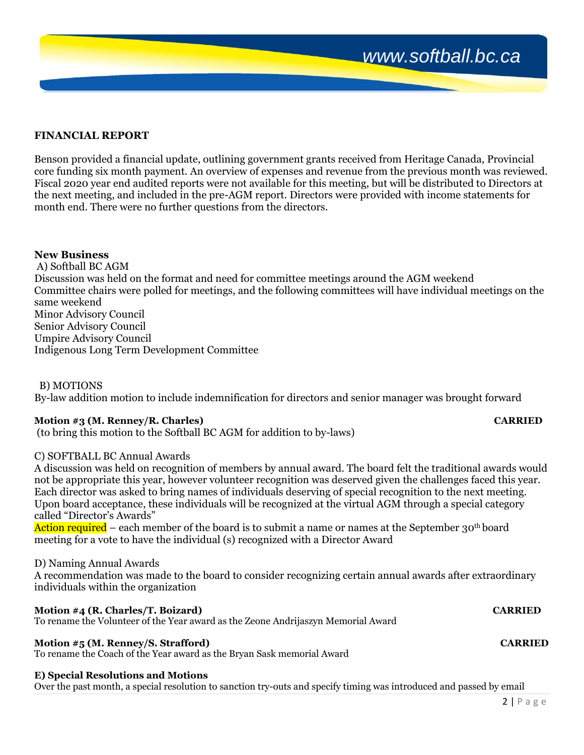## FINANCIAL REPORT

Benson provided a financial update, outlining government grants received from Heritage Canada, Provincial core funding six month payment. An overview of expenses and revenue from the previous month was reviewed. Fiscal 2020 year end audited reports were not available for this meeting, but will be distributed to Directors at the next meeting, and included in the pre-AGM report. Directors were provided with income statements for month end. There were no further questions from the directors.

## New Business

A) Softball BC AGM

Discussion was held on the format and need for committee meetings around the AGM weekend

Committee chairs were polled for meetings, and the following committees will have individual meetings on the same weekend

Minor Advisory Council
Senior Advisory Council
Umpire Advisory Council
Indigenous Long Term Development Committee

B) MOTIONS

By-law addition motion to include indemnification for directors and senior manager was brought forward

**Motion #3 (M. Renney/R. Charles)** **CARRIED**

(to bring this motion to the Softball BC AGM for addition to by-laws)

C) SOFTBALL BC Annual Awards

A discussion was held on recognition of members by annual award. The board felt the traditional awards would not be appropriate this year, however volunteer recognition was deserved given the challenges faced this year. Each director was asked to bring names of individuals deserving of special recognition to the next meeting. Upon board acceptance, these individuals will be recognized at the virtual AGM through a special category called "Director's Awards"

Action required – each member of the board is to submit a name or names at the September 30th board meeting for a vote to have the individual (s) recognized with a Director Award

D) Naming Annual Awards

A recommendation was made to the board to consider recognizing certain annual awards after extraordinary individuals within the organization

**Motion #4 (R. Charles/T. Boizard)** **CARRIED**

To rename the Volunteer of the Year award as the Zeone Andrijaszyn Memorial Award

**Motion #5 (M. Renney/S. Strafford)** **CARRIED**

To rename the Coach of the Year award as the Bryan Sask memorial Award

**E) Special Resolutions and Motions**

Over the past month, a special resolution to sanction try-outs and specify timing was introduced and passed by email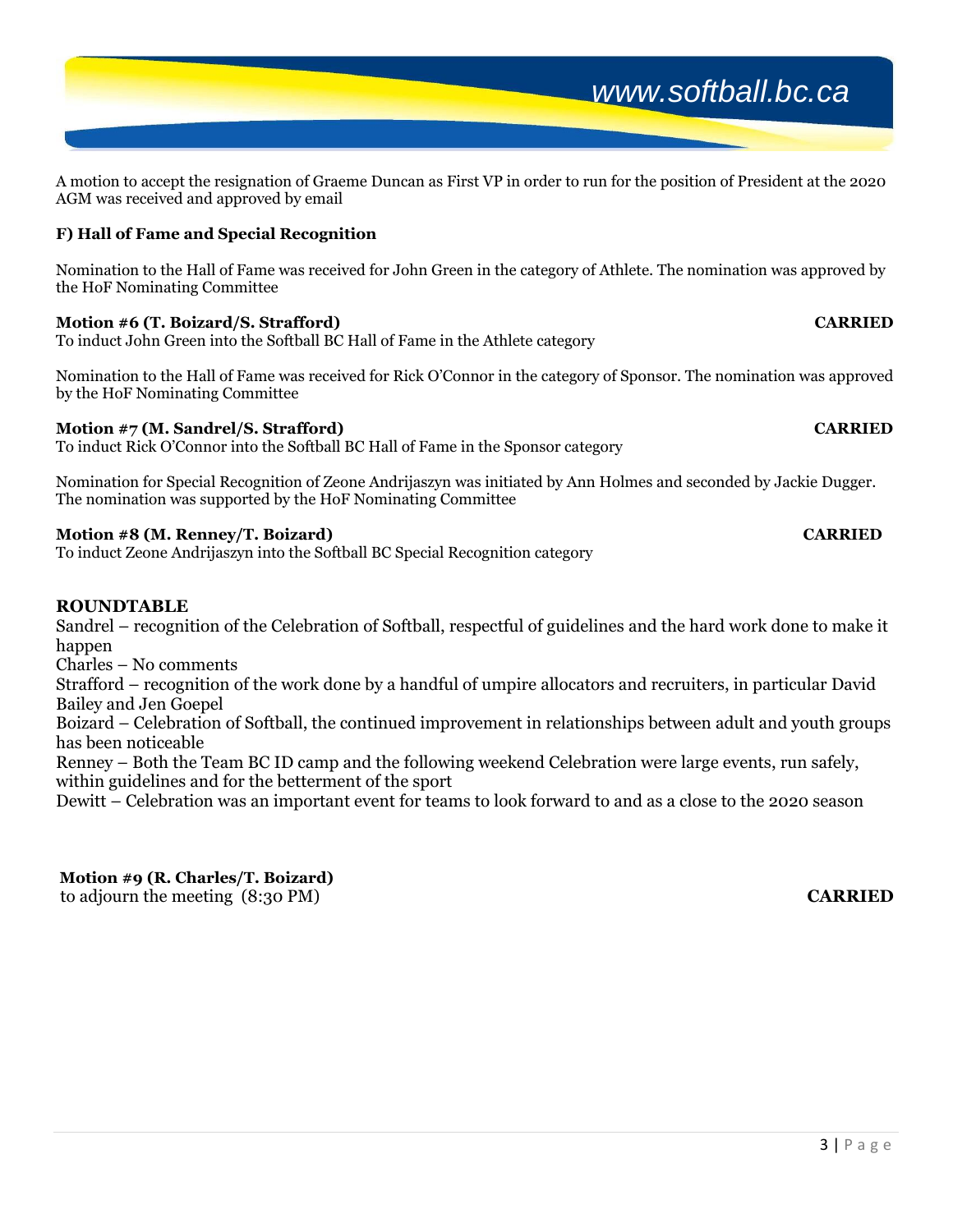A motion to accept the resignation of Graeme Duncan as First VP in order to run for the position of President at the 2020 AGM was received and approved by email

**F) Hall of Fame and Special Recognition**

Nomination to the Hall of Fame was received for John Green in the category of Athlete. The nomination was approved by the HoF Nominating Committee

**Motion #6 (T. Boizard/S. Strafford)** **CARRIED**
To induct John Green into the Softball BC Hall of Fame in the Athlete category

Nomination to the Hall of Fame was received for Rick O'Connor in the category of Sponsor. The nomination was approved by the HoF Nominating Committee

**Motion #7 (M. Sandrel/S. Strafford)** **CARRIED**
To induct Rick O'Connor into the Softball BC Hall of Fame in the Sponsor category

Nomination for Special Recognition of Zeone Andrijaszyn was initiated by Ann Holmes and seconded by Jackie Dugger. The nomination was supported by the HoF Nominating Committee

**Motion #8 (M. Renney/T. Boizard)** **CARRIED**
To induct Zeone Andrijaszyn into the Softball BC Special Recognition category

**ROUNDTABLE**

Sandrel – recognition of the Celebration of Softball, respectful of guidelines and the hard work done to make it happen
Charles – No comments
Strafford – recognition of the work done by a handful of umpire allocators and recruiters, in particular David Bailey and Jen Goepel
Boizard – Celebration of Softball, the continued improvement in relationships between adult and youth groups has been noticeable
Renney – Both the Team BC ID camp and the following weekend Celebration were large events, run safely, within guidelines and for the betterment of the sport
Dewitt – Celebration was an important event for teams to look forward to and as a close to the 2020 season

**Motion #9 (R. Charles/T. Boizard)**
to adjourn the meeting (8:30 PM) **CARRIED**